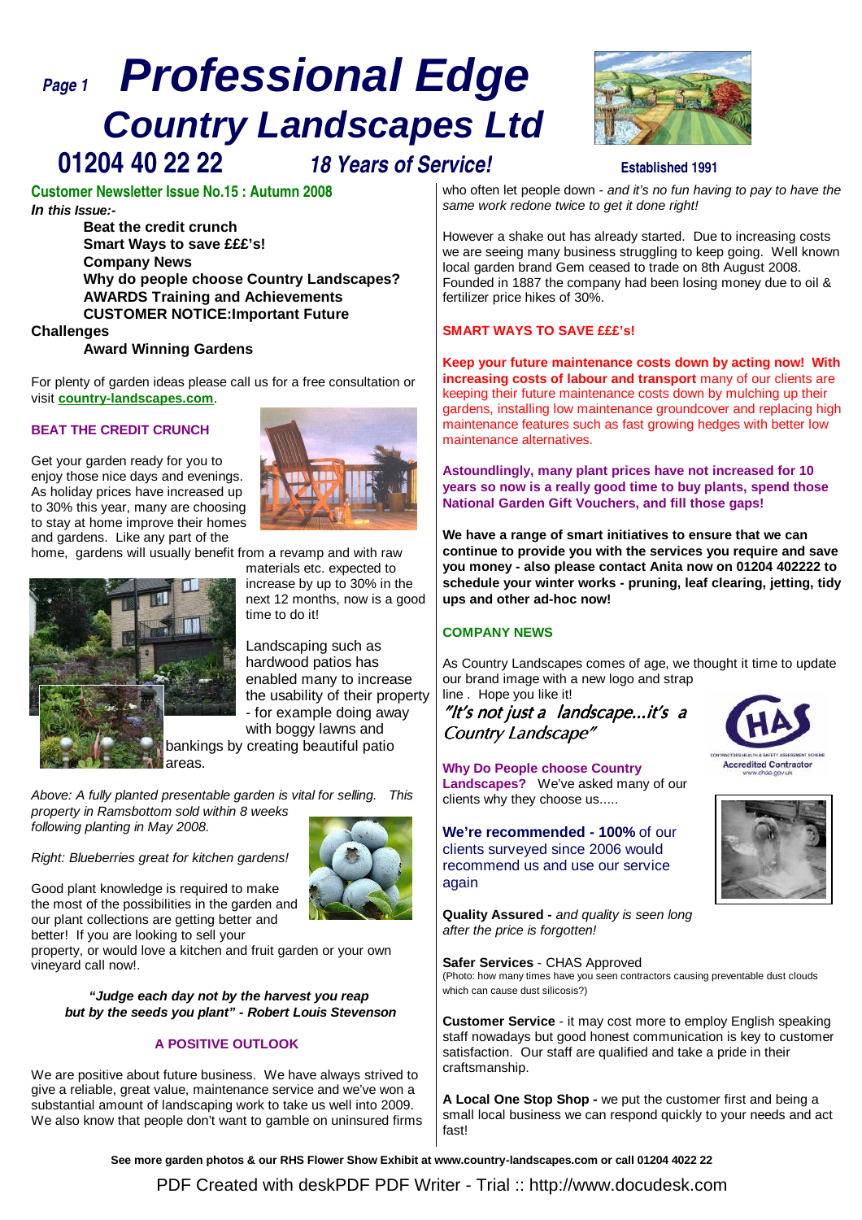# Professional Edge

## Country Landscapes Ltd

**01204 40 22 22** *18 Years of Service!* **Established 1991**

**Customer Newsletter Issue No.15 : Autumn 2008**

***In** this Issue:-*

- **Beat the credit crunch**
- **Smart Ways to save £££'s!**
- **Company News**
- **Why do people choose Country Landscapes?**
- **AWARDS Training and Achievements**
- **CUSTOMER NOTICE:Important Future Challenges**
- **Award Winning Gardens**

For plenty of garden ideas please call us for a free consultation or visit **country-landscapes.com**.

### BEAT THE CREDIT CRUNCH

Get your garden ready for you to enjoy those nice days and evenings. As holiday prices have increased up to 30% this year, many are choosing to stay at home improve their homes and gardens. Like any part of the home, gardens will usually benefit from a revamp and with raw materials etc. expected to increase by up to 30% in the next 12 months, now is a good time to do it!

Landscaping such as hardwood patios has enabled many to increase the usability of their property - for example doing away with boggy lawns and bankings by creating beautiful patio areas.

*Above: A fully planted presentable garden is vital for selling. This property in Ramsbottom sold within 8 weeks following planting in May 2008.*

*Right: Blueberries great for kitchen gardens!*

Good plant knowledge is required to make the most of the possibilities in the garden and our plant collections are getting better and better! If you are looking to sell your property, or would love a kitchen and fruit garden or your own vineyard call now!.

***"Judge each day not by the harvest you reap but by the seeds you plant" - Robert Louis Stevenson***

### A POSITIVE OUTLOOK

We are positive about future business. We have always strived to give a reliable, great value, maintenance service and we've won a substantial amount of landscaping work to take us well into 2009. We also know that people don't want to gamble on uninsured firms who often let people down - *and it's no fun having to pay to have the same work redone twice to get it done right!*

However a shake out has already started. Due to increasing costs we are seeing many business struggling to keep going. Well known local garden brand Gem ceased to trade on 8th August 2008. Founded in 1887 the company had been losing money due to oil & fertilizer price hikes of 30%.

### SMART WAYS TO SAVE £££'s!

**Keep your future maintenance costs down by acting now! With increasing costs of labour and transport** many of our clients are keeping their future maintenance costs down by mulching up their gardens, installing low maintenance groundcover and replacing high maintenance features such as fast growing hedges with better low maintenance alternatives.

**Astoundlingly, many plant prices have not increased for 10 years so now is a really good time to buy plants, spend those National Garden Gift Vouchers, and fill those gaps!**

**We have a range of smart initiatives to ensure that we can continue to provide you with the services you require and save you money - also please contact Anita now on 01204 402222 to schedule your winter works - pruning, leaf clearing, jetting, tidy ups and other ad-hoc now!**

### COMPANY NEWS

As Country Landscapes comes of age, we thought it time to update our brand image with a new logo and strap line . Hope you like it!

*"It's not just a landscape...it's a Country Landscape"*

CHAS Accredited Contractor www.chas.gov.uk

**Why Do People choose Country Landscapes?** We've asked many of our clients why they choose us.....

**We're recommended - 100%** of our clients surveyed since 2006 would recommend us and use our service again

**Quality Assured -** *and quality is seen long after the price is forgotten!*

**Safer Services** - CHAS Approved
(Photo: how many times have you seen contractors causing preventable dust clouds which can cause dust silicosis?)

**Customer Service** - it may cost more to employ English speaking staff nowadays but good honest communication is key to customer satisfaction. Our staff are qualified and take a pride in their craftsmanship.

**A Local One Stop Shop -** we put the customer first and being a small local business we can respond quickly to your needs and act fast!

**See more garden photos & our RHS Flower Show Exhibit at www.country-landscapes.com or call 01204 4022 22**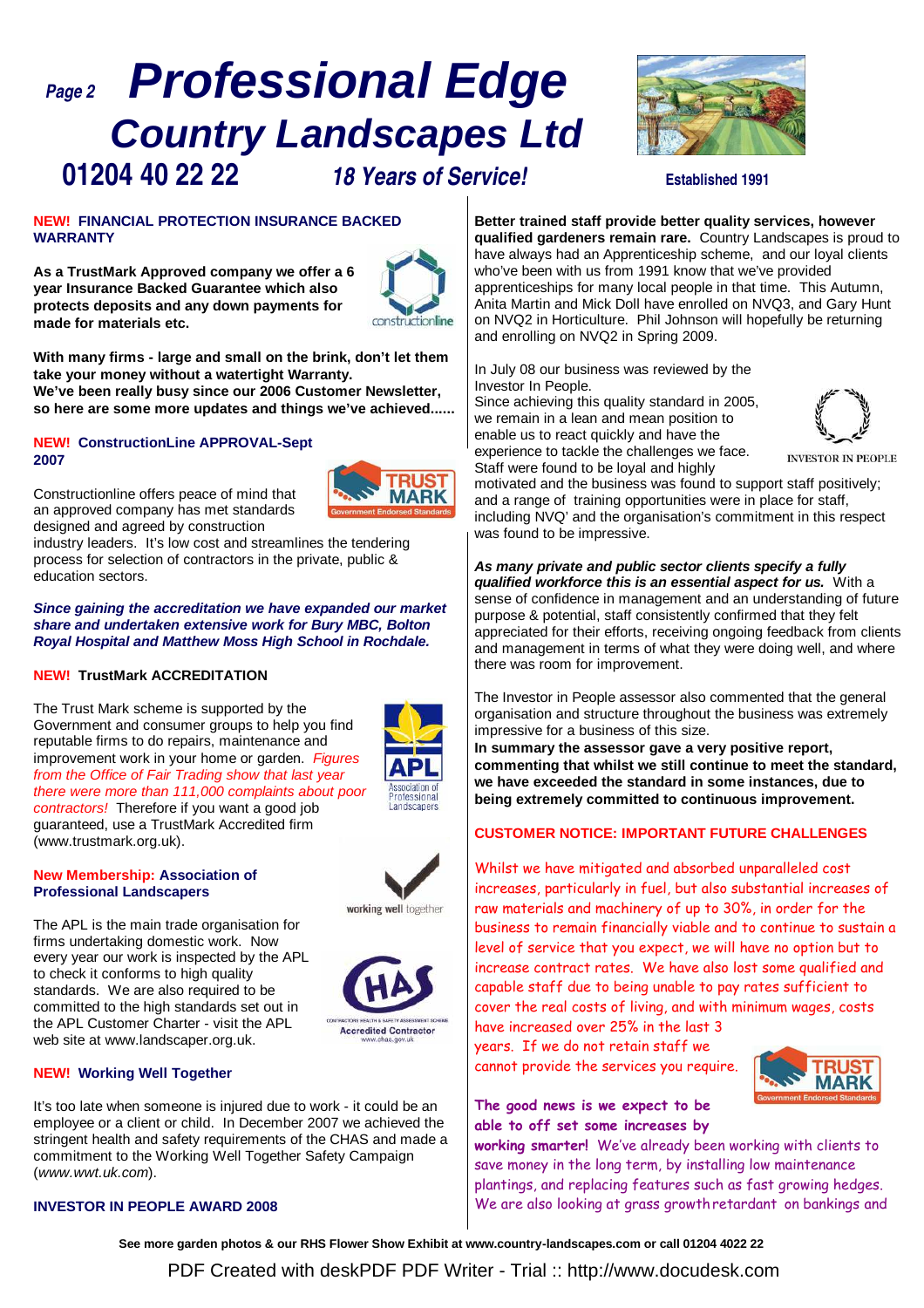# Professional Edge

## Country Landscapes Ltd

**01204 40 22 22** *18 Years of Service!* **Established 1991**

### NEW! FINANCIAL PROTECTION INSURANCE BACKED WARRANTY

**As a TrustMark Approved company we offer a 6 year Insurance Backed Guarantee which also protects deposits and any down payments for made for materials etc.**

**With many firms - large and small on the brink, don't let them take your money without a watertight Warranty.**
**We've been really busy since our 2006 Customer Newsletter, so here are some more updates and things we've achieved......**

### NEW! ConstructionLine APPROVAL-Sept 2007

Constructionline offers peace of mind that an approved company has met standards designed and agreed by construction industry leaders. It's low cost and streamlines the tendering process for selection of contractors in the private, public & education sectors.

***Since gaining the accreditation we have expanded our market share and undertaken extensive work for Bury MBC, Bolton Royal Hospital and Matthew Moss High School in Rochdale.***

### NEW! TrustMark ACCREDITATION

The Trust Mark scheme is supported by the Government and consumer groups to help you find reputable firms to do repairs, maintenance and improvement work in your home or garden. *Figures from the Office of Fair Trading show that last year there were more than 111,000 complaints about poor contractors!* Therefore if you want a good job guaranteed, use a TrustMark Accredited firm (www.trustmark.org.uk).

### New Membership: Association of Professional Landscapers

The APL is the main trade organisation for firms undertaking domestic work. Now every year our work is inspected by the APL to check it conforms to high quality standards. We are also required to be committed to the high standards set out in the APL Customer Charter - visit the APL web site at www.landscaper.org.uk.

### NEW! Working Well Together

It's too late when someone is injured due to work - it could be an employee or a client or child. In December 2007 we achieved the stringent health and safety requirements of the CHAS and made a commitment to the Working Well Together Safety Campaign (*www.wwt.uk.com*).

### INVESTOR IN PEOPLE AWARD 2008

**Better trained staff provide better quality services, however qualified gardeners remain rare.** Country Landscapes is proud to have always had an Apprenticeship scheme, and our loyal clients who've been with us from 1991 know that we've provided apprenticeships for many local people in that time. This Autumn, Anita Martin and Mick Doll have enrolled on NVQ3, and Gary Hunt on NVQ2 in Horticulture. Phil Johnson will hopefully be returning and enrolling on NVQ2 in Spring 2009.

In July 08 our business was reviewed by the Investor In People.
Since achieving this quality standard in 2005, we remain in a lean and mean position to enable us to react quickly and have the experience to tackle the challenges we face. Staff were found to be loyal and highly motivated and the business was found to support staff positively; and a range of training opportunities were in place for staff, including NVQ' and the organisation's commitment in this respect was found to be impressive.

***As many private and public sector clients specify a fully qualified workforce this is an essential aspect for us.*** With a sense of confidence in management and an understanding of future purpose & potential, staff consistently confirmed that they felt appreciated for their efforts, receiving ongoing feedback from clients and management in terms of what they were doing well, and where there was room for improvement.

The Investor in People assessor also commented that the general organisation and structure throughout the business was extremely impressive for a business of this size.
**In summary the assessor gave a very positive report, commenting that whilst we still continue to meet the standard, we have exceeded the standard in some instances, due to being extremely committed to continuous improvement.**

### CUSTOMER NOTICE: IMPORTANT FUTURE CHALLENGES

Whilst we have mitigated and absorbed unparalleled cost increases, particularly in fuel, but also substantial increases of raw materials and machinery of up to 30%, in order for the business to remain financially viable and to continue to sustain a level of service that you expect, we will have no option but to increase contract rates. We have also lost some qualified and capable staff due to being unable to pay rates sufficient to cover the real costs of living, and with minimum wages, costs have increased over 25% in the last 3 years. If we do not retain staff we cannot provide the services you require.

**The good news is we expect to be able to off set some increases by working smarter!** We've already been working with clients to save money in the long term, by installing low maintenance plantings, and replacing features such as fast growing hedges. We are also looking at grass growth retardant on bankings and

**See more garden photos & our RHS Flower Show Exhibit at www.country-landscapes.com or call 01204 4022 22**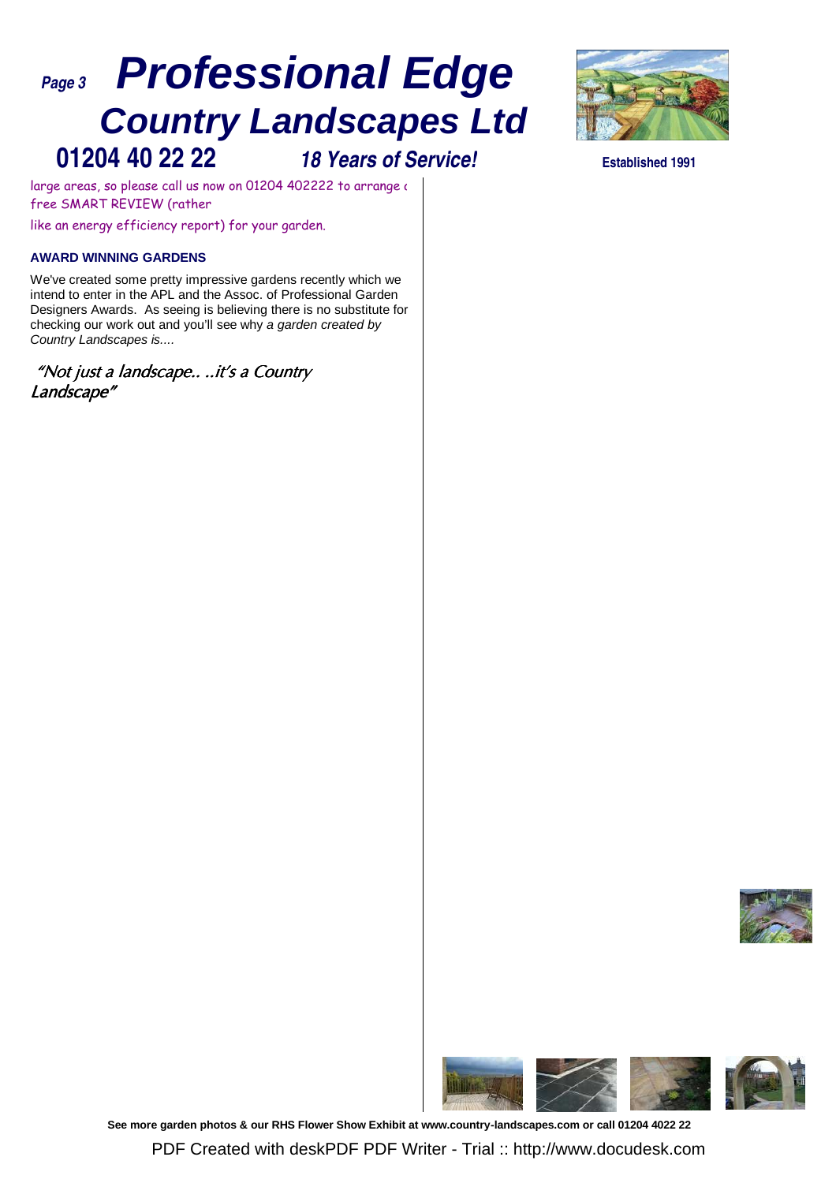large areas, so please call us now on 01204 402222 to arrange a free SMART REVIEW (rather like an energy efficiency report) for your garden.

### AWARD WINNING GARDENS

We've created some pretty impressive gardens recently which we intend to enter in the APL and the Assoc. of Professional Garden Designers Awards. As seeing is believing there is no substitute for checking our work out and you'll see why *a garden created by Country Landscapes is....*

*"Not just a landscape.. ..it's a Country Landscape"*

**See more garden photos & our RHS Flower Show Exhibit at www.country-landscapes.com or call 01204 4022 22**